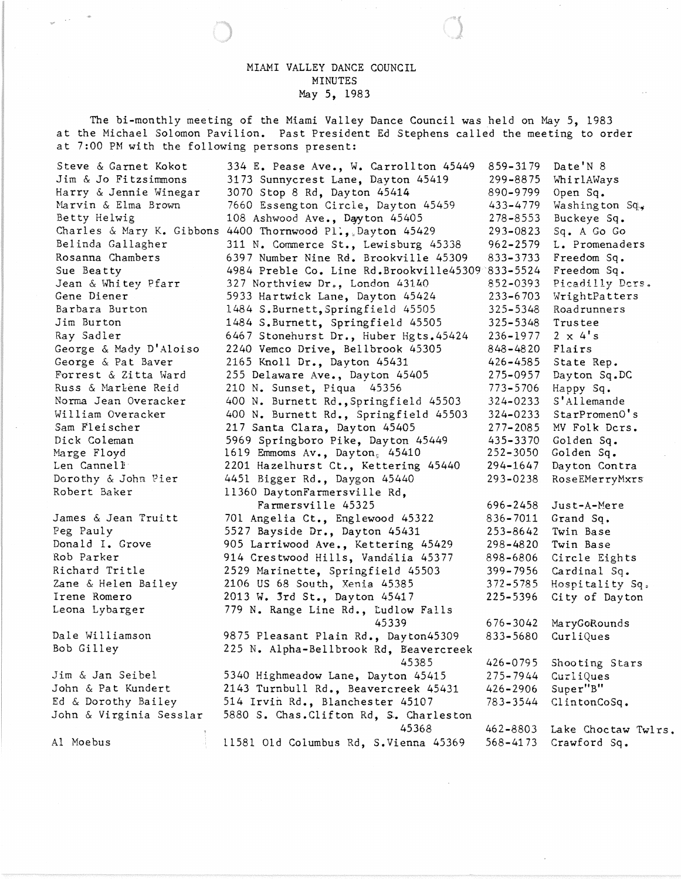# MIAMI VALLEY DANCE COUNCIL
## MINUTES
### May 5, 1983

The bi-monthly meeting of the Miami Valley Dance Council was held on May 5, 1983 at the Michael Solomon Pavilion. Past President Ed Stephens called the meeting to order at 7:00 PM with the following persons present:

| Name | Address | Phone | Club |
|---|---|---|---|
| Steve & Garnet Kokot | 334 E. Pease Ave., W. Carrollton 45449 | 859-3179 | Date'N 8 |
| Jim & Jo Fitzsimmons | 3173 Sunnycrest Lane, Dayton 45419 | 299-8875 | WhirlAWays |
| Harry & Jennie Winegar | 3070 Stop 8 Rd, Dayton 45414 | 890-9799 | Open Sq. |
| Marvin & Elma Brown | 7660 Essengton Circle, Dayton 45459 | 433-4779 | Washington Sq. |
| Betty Helwig | 108 Ashwood Ave., Dayton 45405 | 278-8553 | Buckeye Sq. |
| Charles & Mary K. Gibbons | 4400 Thornwood Pl., Dayton 45429 | 293-0823 | Sq. A Go Go |
| Belinda Gallagher | 311 N. Commerce St., Lewisburg 45338 | 962-2579 | L. Promenaders |
| Rosanna Chambers | 6397 Number Nine Rd. Brookville 45309 | 833-3733 | Freedom Sq. |
| Sue Beatty | 4984 Preble Co. Line Rd.Brookville45309 | 833-5524 | Freedom Sq. |
| Jean & Whitey Pfarr | 327 Northview Dr., London 43140 | 852-0393 | Picadilly Dcrs. |
| Gene Diener | 5933 Hartwick Lane, Dayton 45424 | 233-6703 | WrightPatters |
| Barbara Burton | 1484 S.Burnett,Springfield 45505 | 325-5348 | Roadrunners |
| Jim Burton | 1484 S.Burnett, Springfield 45505 | 325-5348 | Trustee |
| Ray Sadler | 6467 Stonehurst Dr., Huber Hgts.45424 | 236-1977 | 2 x 4's |
| George & Mady D'Aloiso | 2240 Vemco Drive, Bellbrook 45305 | 848-4820 | Flairs |
| George & Pat Baver | 2165 Knoll Dr., Dayton 45431 | 426-4585 | State Rep. |
| Forrest & Zitta Ward | 255 Delaware Ave., Dayton 45405 | 275-0957 | Dayton Sq.DC |
| Russ & Marlene Reid | 210 N. Sunset, Piqua 45356 | 773-5706 | Happy Sq. |
| Norma Jean Overacker | 400 N. Burnett Rd.,Springfield 45503 | 324-0233 | S'Allemande |
| William Overacker | 400 N. Burnett Rd., Springfield 45503 | 324-0233 | StarPromenO's |
| Sam Fleischer | 217 Santa Clara, Dayton 45405 | 277-2085 | MV Folk Dcrs. |
| Dick Coleman | 5969 Springboro Pike, Dayton 45449 | 435-3370 | Golden Sq. |
| Marge Floyd | 1619 Emmoms Av., Dayton 45410 | 252-3050 | Golden Sq. |
| Len Cannell | 2201 Hazelhurst Ct., Kettering 45440 | 294-1647 | Dayton Contra |
| Dorothy & John Pier | 4451 Bigger Rd., Daygon 45440 | 293-0238 | RoseEMerryMxrs |
| Robert Baker | 11360 DaytonFarmersville Rd, Farmersville 45325 | 696-2458 | Just-A-Mere |
| James & Jean Truitt | 701 Angelia Ct., Englewood 45322 | 836-7011 | Grand Sq. |
| Peg Pauly | 5527 Bayside Dr., Dayton 45431 | 253-8642 | Twin Base |
| Donald I. Grove | 905 Larriwood Ave., Kettering 45429 | 298-4820 | Twin Base |
| Rob Parker | 914 Crestwood Hills, Vandalia 45377 | 898-6806 | Circle Eights |
| Richard Tritle | 2529 Marinette, Springfield 45503 | 399-7956 | Cardinal Sq. |
| Zane & Helen Bailey | 2106 US 68 South, Xenia 45385 | 372-5785 | Hospitality Sq. |
| Irene Romero | 2013 W. 3rd St., Dayton 45417 | 225-5396 | City of Dayton |
| Leona Lybarger | 779 N. Range Line Rd., Ludlow Falls 45339 | 676-3042 | MaryGoRounds |
| Dale Williamson | 9875 Pleasant Plain Rd., Dayton45309 | 833-5680 | CurliQues |
| Bob Gilley | 225 N. Alpha-Bellbrook Rd, Beavercreek 45385 | 426-0795 | Shooting Stars |
| Jim & Jan Seibel | 5340 Highmeadow Lane, Dayton 45415 | 275-7944 | CurliQues |
| John & Pat Kundert | 2143 Turnbull Rd., Beavercreek 45431 | 426-2906 | Super"B" |
| Ed & Dorothy Bailey | 514 Irvin Rd., Blanchester 45107 | 783-3544 | ClintonCoSq. |
| John & Virginia Sesslar | 5880 S. Chas.Clifton Rd, S. Charleston 45368 | 462-8803 | Lake Choctaw Twlrs. |
| Al Moebus | 11581 Old Columbus Rd, S.Vienna 45369 | 568-4173 | Crawford Sq. |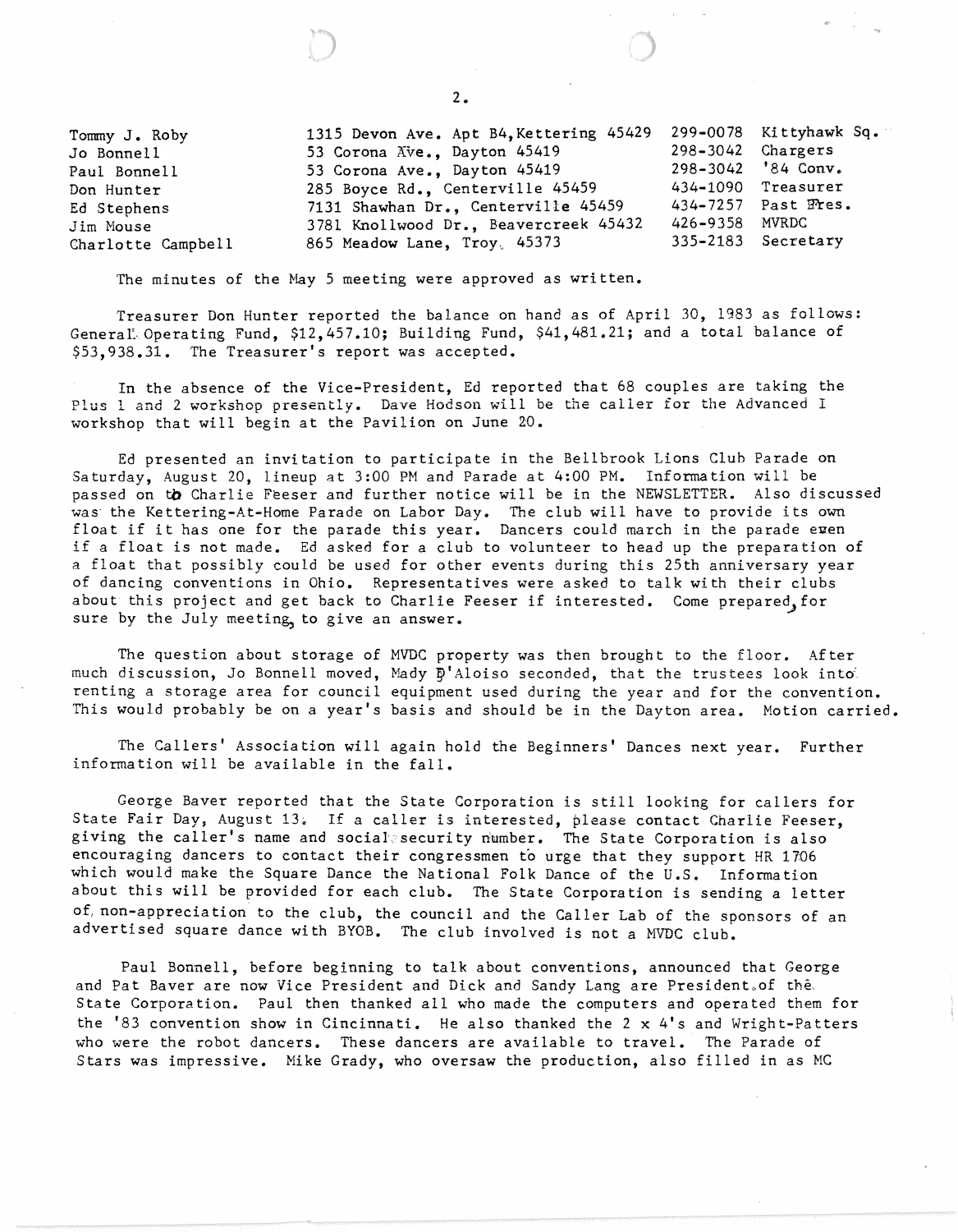| | | | |
|---|---|---|---|
| Tommy J. Roby | 1315 Devon Ave. Apt B4, Kettering 45429 | 299-0078 | Kittyhawk Sq. |
| Jo Bonnell | 53 Corona Ave., Dayton 45419 | 298-3042 | Chargers |
| Paul Bonnell | 53 Corona Ave., Dayton 45419 | 298-3042 | '84 Conv. |
| Don Hunter | 285 Boyce Rd., Centerville 45459 | 434-1090 | Treasurer |
| Ed Stephens | 7131 Shawhan Dr., Centerville 45459 | 434-7257 | Past Pres. |
| Jim Mouse | 3781 Knollwood Dr., Beavercreek 45432 | 426-9358 | MVRDC |
| Charlotte Campbell | 865 Meadow Lane, Troy, 45373 | 335-2183 | Secretary |

The minutes of the May 5 meeting were approved as written.

Treasurer Don Hunter reported the balance on hand as of April 30, 1983 as follows: General Operating Fund, $12,457.10; Building Fund, $41,481.21; and a total balance of $53,938.31. The Treasurer's report was accepted.

In the absence of the Vice-President, Ed reported that 68 couples are taking the Plus 1 and 2 workshop presently. Dave Hodson will be the caller for the Advanced I workshop that will begin at the Pavilion on June 20.

Ed presented an invitation to participate in the Bellbrook Lions Club Parade on Saturday, August 20, lineup at 3:00 PM and Parade at 4:00 PM. Information will be passed on to Charlie Feeser and further notice will be in the NEWSLETTER. Also discussed was the Kettering-At-Home Parade on Labor Day. The club will have to provide its own float if it has one for the parade this year. Dancers could march in the parade even if a float is not made. Ed asked for a club to volunteer to head up the preparation of a float that possibly could be used for other events during this 25th anniversary year of dancing conventions in Ohio. Representatives were asked to talk with their clubs about this project and get back to Charlie Feeser if interested. Come prepared, for sure by the July meeting, to give an answer.

The question about storage of MVDC property was then brought to the floor. After much discussion, Jo Bonnell moved, Mady D'Aloiso seconded, that the trustees look into renting a storage area for council equipment used during the year and for the convention. This would probably be on a year's basis and should be in the Dayton area. Motion carried.

The Callers' Association will again hold the Beginners' Dances next year. Further information will be available in the fall.

George Baver reported that the State Corporation is still looking for callers for State Fair Day, August 13. If a caller is interested, please contact Charlie Feeser, giving the caller's name and social security number. The State Corporation is also encouraging dancers to contact their congressmen to urge that they support HR 1706 which would make the Square Dance the National Folk Dance of the U.S. Information about this will be provided for each club. The State Corporation is sending a letter of non-appreciation to the club, the council and the Caller Lab of the sponsors of an advertised square dance with BYOB. The club involved is not a MVDC club.

Paul Bonnell, before beginning to talk about conventions, announced that George and Pat Baver are now Vice President and Dick and Sandy Lang are President of the State Corporation. Paul then thanked all who made the computers and operated them for the '83 convention show in Cincinnati. He also thanked the 2 x 4's and Wright-Patters who were the robot dancers. These dancers are available to travel. The Parade of Stars was impressive. Mike Grady, who oversaw the production, also filled in as MC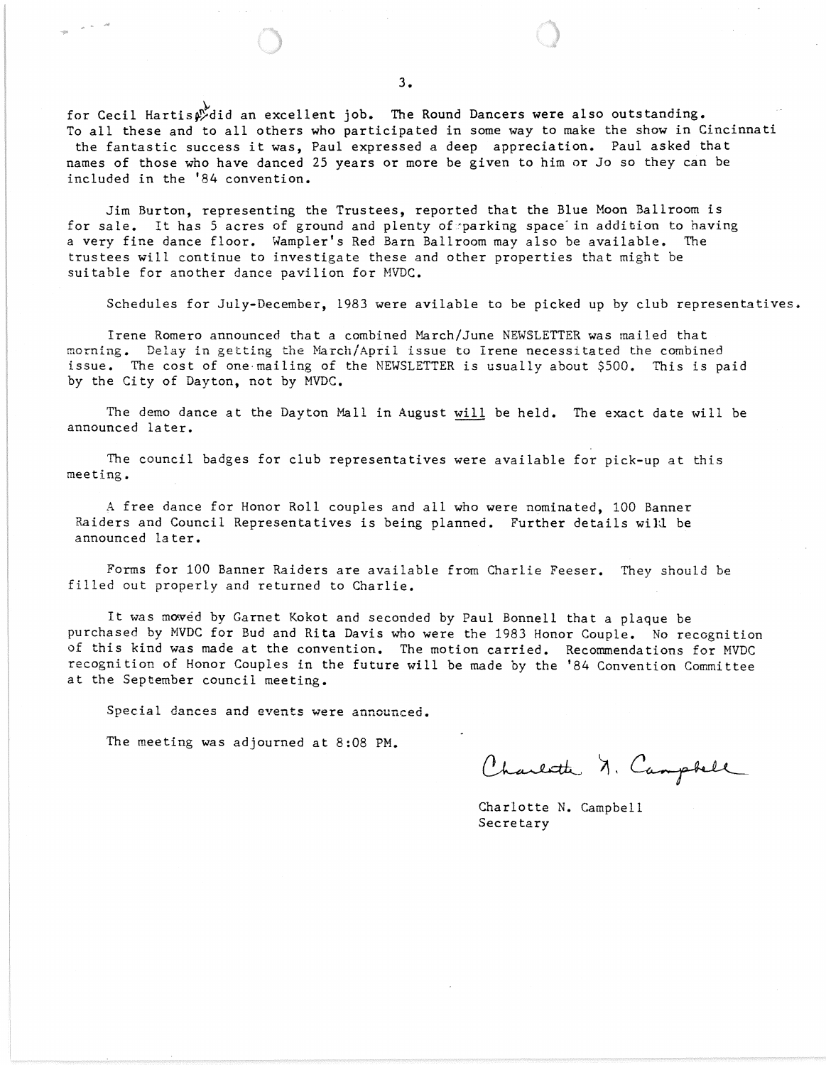for Cecil Hartisel did an excellent job. The Round Dancers were also outstanding. To all these and to all others who participated in some way to make the show in Cincinnati the fantastic success it was, Paul expressed a deep appreciation. Paul asked that names of those who have danced 25 years or more be given to him or Jo so they can be included in the '84 convention.

Jim Burton, representing the Trustees, reported that the Blue Moon Ballroom is for sale. It has 5 acres of ground and plenty of parking space in addition to having a very fine dance floor. Wampler's Red Barn Ballroom may also be available. The trustees will continue to investigate these and other properties that might be suitable for another dance pavilion for MVDC.

Schedules for July-December, 1983 were avilable to be picked up by club representatives.

Irene Romero announced that a combined March/June NEWSLETTER was mailed that morning. Delay in getting the March/April issue to Irene necessitated the combined issue. The cost of one mailing of the NEWSLETTER is usually about $500. This is paid by the City of Dayton, not by MVDC.

The demo dance at the Dayton Mall in August will be held. The exact date will be announced later.

The council badges for club representatives were available for pick-up at this meeting.

A free dance for Honor Roll couples and all who were nominated, 100 Banner Raiders and Council Representatives is being planned. Further details will be announced later.

Forms for 100 Banner Raiders are available from Charlie Feeser. They should be filled out properly and returned to Charlie.

It was moved by Garnet Kokot and seconded by Paul Bonnell that a plaque be purchased by MVDC for Bud and Rita Davis who were the 1983 Honor Couple. No recognition of this kind was made at the convention. The motion carried. Recommendations for MVDC recognition of Honor Couples in the future will be made by the '84 Convention Committee at the September council meeting.

Special dances and events were announced.

The meeting was adjourned at 8:08 PM.

Charlotte N. Campbell

Charlotte N. Campbell
Secretary